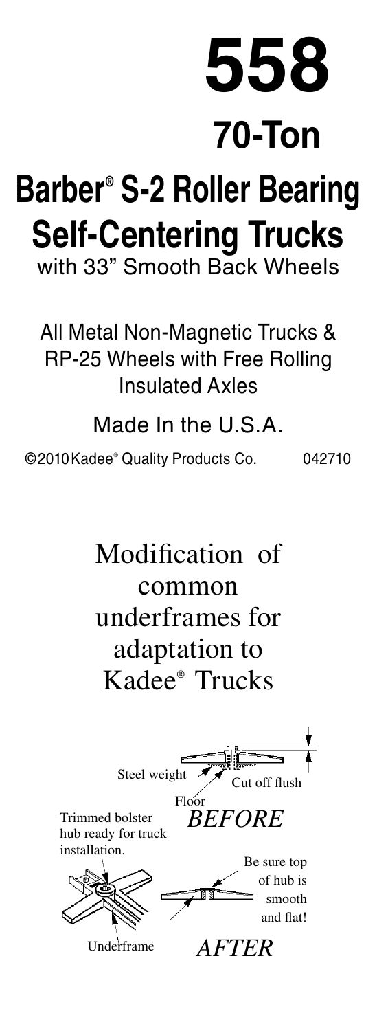# 558

## 70-Ton

# Barber® S-2 Roller Bearing Self-Centering Trucks

with 33" Smooth Back Wheels

All Metal Non-Magnetic Trucks & RP-25 Wheels with Free Rolling Insulated Axles

Made In the U.S.A.

©2010 Kadee® Quality Products Co. 042710

## Modification of common underframes for adaptation to Kadee® Trucks

Steel weight

Cut off flush

Floor

*BEFORE*

Trimmed bolster hub ready for truck installation.

Be sure top of hub is smooth and flat!

Underframe

*AFTER*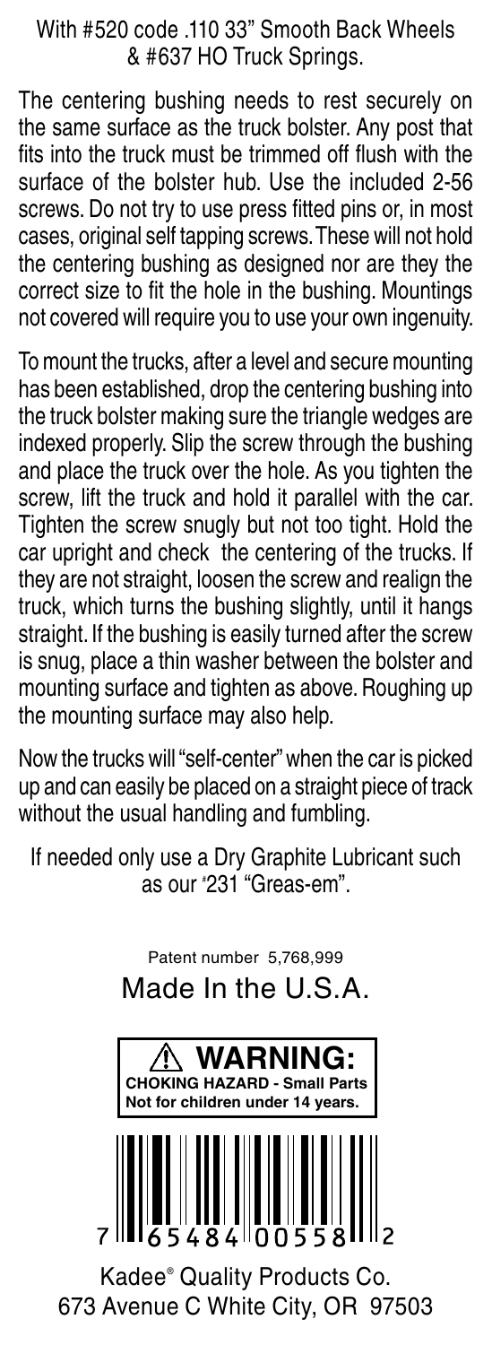With #520 code .110 33" Smooth Back Wheels & #637 HO Truck Springs.

The centering bushing needs to rest securely on the same surface as the truck bolster. Any post that fits into the truck must be trimmed off flush with the surface of the bolster hub. Use the included 2-56 screws. Do not try to use press fitted pins or, in most cases, original self tapping screws. These will not hold the centering bushing as designed nor are they the correct size to fit the hole in the bushing. Mountings not covered will require you to use your own ingenuity.

To mount the trucks, after a level and secure mounting has been established, drop the centering bushing into the truck bolster making sure the triangle wedges are indexed properly. Slip the screw through the bushing and place the truck over the hole. As you tighten the screw, lift the truck and hold it parallel with the car. Tighten the screw snugly but not too tight. Hold the car upright and check the centering of the trucks. If they are not straight, loosen the screw and realign the truck, which turns the bushing slightly, until it hangs straight. If the bushing is easily turned after the screw is snug, place a thin washer between the bolster and mounting surface and tighten as above. Roughing up the mounting surface may also help.

Now the trucks will "self-center" when the car is picked up and can easily be placed on a straight piece of track without the usual handling and fumbling.

If needed only use a Dry Graphite Lubricant such as our #231 "Greas-em".

Patent number 5,768,999

Made In the U.S.A.

**⚠ WARNING:**
**CHOKING HAZARD - Small Parts**
**Not for children under 14 years.**

7 65484 00558 2

Kadee® Quality Products Co.
673 Avenue C White City, OR 97503